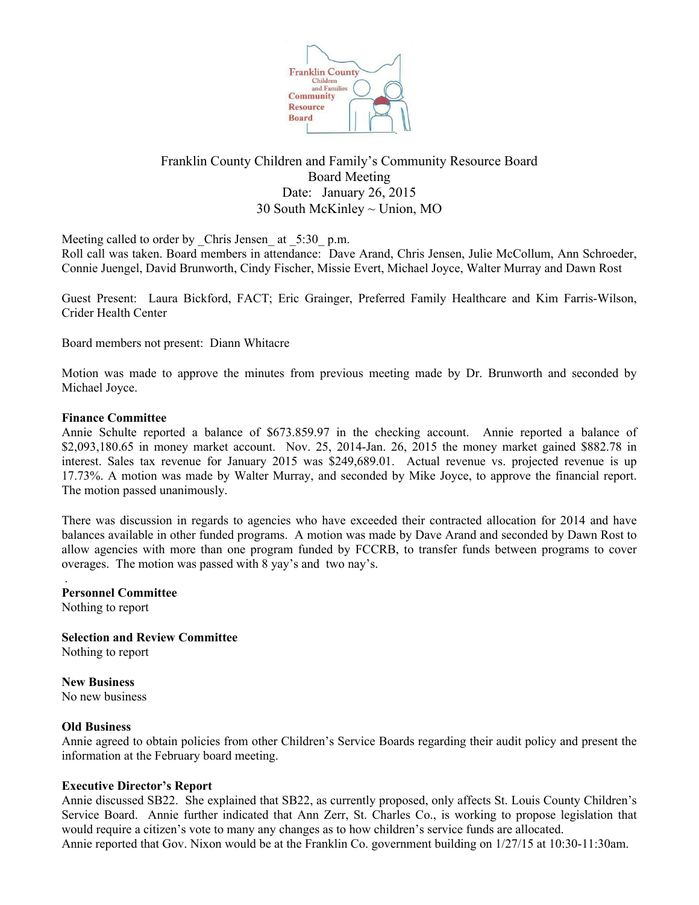Franklin County Children and Family's Community Resource Board
Board Meeting
Date: January 26, 2015
30 South McKinley ~ Union, MO

Meeting called to order by _Chris Jensen_ at _5:30_ p.m.
Roll call was taken. Board members in attendance: Dave Arand, Chris Jensen, Julie McCollum, Ann Schroeder, Connie Juengel, David Brunworth, Cindy Fischer, Missie Evert, Michael Joyce, Walter Murray and Dawn Rost

Guest Present: Laura Bickford, FACT; Eric Grainger, Preferred Family Healthcare and Kim Farris-Wilson, Crider Health Center

Board members not present: Diann Whitacre

Motion was made to approve the minutes from previous meeting made by Dr. Brunworth and seconded by Michael Joyce.

**Finance Committee**
Annie Schulte reported a balance of $673.859.97 in the checking account. Annie reported a balance of $2,093,180.65 in money market account. Nov. 25, 2014-Jan. 26, 2015 the money market gained $882.78 in interest. Sales tax revenue for January 2015 was $249,689.01. Actual revenue vs. projected revenue is up 17.73%. A motion was made by Walter Murray, and seconded by Mike Joyce, to approve the financial report. The motion passed unanimously.

There was discussion in regards to agencies who have exceeded their contracted allocation for 2014 and have balances available in other funded programs. A motion was made by Dave Arand and seconded by Dawn Rost to allow agencies with more than one program funded by FCCRB, to transfer funds between programs to cover overages. The motion was passed with 8 yay's and two nay's.

**Personnel Committee**
Nothing to report

**Selection and Review Committee**
Nothing to report

**New Business**
No new business

**Old Business**
Annie agreed to obtain policies from other Children's Service Boards regarding their audit policy and present the information at the February board meeting.

**Executive Director's Report**
Annie discussed SB22. She explained that SB22, as currently proposed, only affects St. Louis County Children's Service Board. Annie further indicated that Ann Zerr, St. Charles Co., is working to propose legislation that would require a citizen's vote to many any changes as to how children's service funds are allocated.
Annie reported that Gov. Nixon would be at the Franklin Co. government building on 1/27/15 at 10:30-11:30am.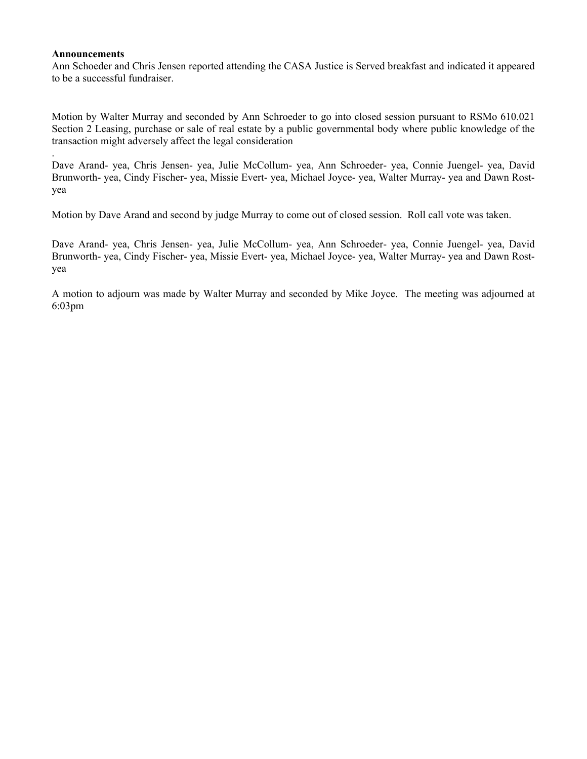**Announcements**

Ann Schoeder and Chris Jensen reported attending the CASA Justice is Served breakfast and indicated it appeared to be a successful fundraiser.

Motion by Walter Murray and seconded by Ann Schroeder to go into closed session pursuant to RSMo 610.021 Section 2 Leasing, purchase or sale of real estate by a public governmental body where public knowledge of the transaction might adversely affect the legal consideration
.

Dave Arand- yea, Chris Jensen- yea, Julie McCollum- yea, Ann Schroeder- yea, Connie Juengel- yea, David Brunworth- yea, Cindy Fischer- yea, Missie Evert- yea, Michael Joyce- yea, Walter Murray- yea and Dawn Rost- yea

Motion by Dave Arand and second by judge Murray to come out of closed session. Roll call vote was taken.

Dave Arand- yea, Chris Jensen- yea, Julie McCollum- yea, Ann Schroeder- yea, Connie Juengel- yea, David Brunworth- yea, Cindy Fischer- yea, Missie Evert- yea, Michael Joyce- yea, Walter Murray- yea and Dawn Rost- yea

A motion to adjourn was made by Walter Murray and seconded by Mike Joyce. The meeting was adjourned at 6:03pm